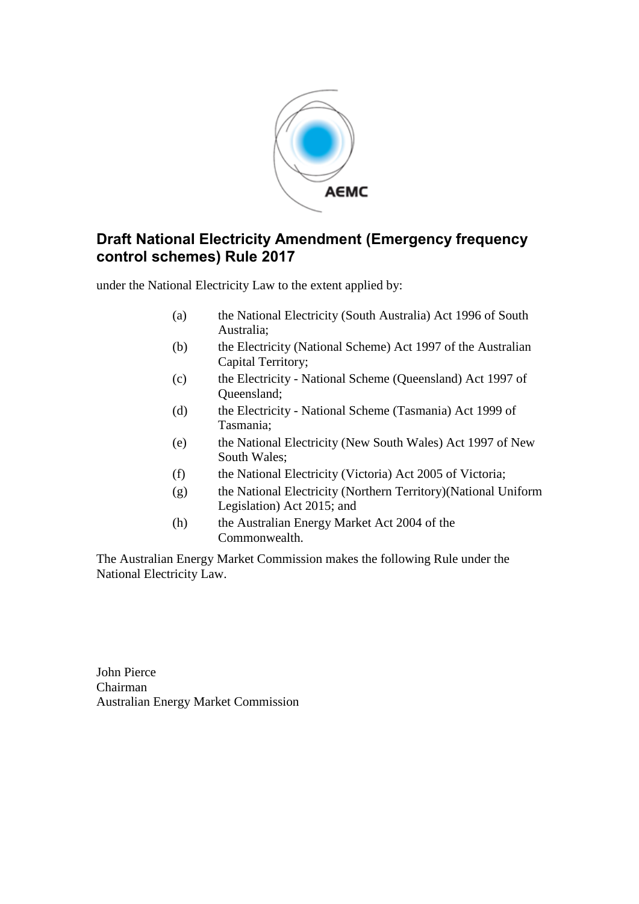# Draft National Electricity Amendment (Emergency frequency control schemes) Rule 2017

under the National Electricity Law to the extent applied by:

(a) the National Electricity (South Australia) Act 1996 of South Australia;

(b) the Electricity (National Scheme) Act 1997 of the Australian Capital Territory;

(c) the Electricity - National Scheme (Queensland) Act 1997 of Queensland;

(d) the Electricity - National Scheme (Tasmania) Act 1999 of Tasmania;

(e) the National Electricity (New South Wales) Act 1997 of New South Wales;

(f) the National Electricity (Victoria) Act 2005 of Victoria;

(g) the National Electricity (Northern Territory)(National Uniform Legislation) Act 2015; and

(h) the Australian Energy Market Act 2004 of the Commonwealth.

The Australian Energy Market Commission makes the following Rule under the National Electricity Law.

John Pierce
Chairman
Australian Energy Market Commission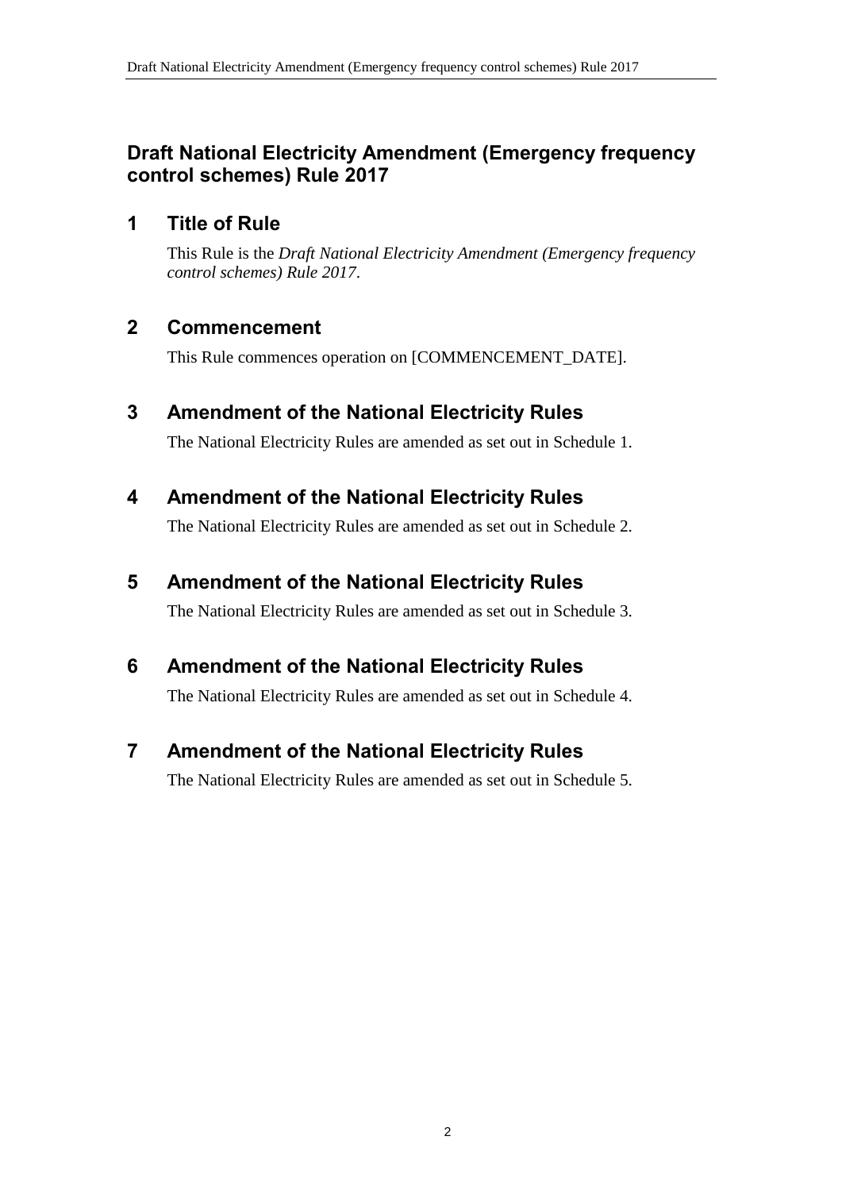## Draft National Electricity Amendment (Emergency frequency control schemes) Rule 2017

### 1 Title of Rule

This Rule is the *Draft National Electricity Amendment (Emergency frequency control schemes) Rule 2017*.

### 2 Commencement

This Rule commences operation on [COMMENCEMENT_DATE].

### 3 Amendment of the National Electricity Rules

The National Electricity Rules are amended as set out in Schedule 1.

### 4 Amendment of the National Electricity Rules

The National Electricity Rules are amended as set out in Schedule 2.

### 5 Amendment of the National Electricity Rules

The National Electricity Rules are amended as set out in Schedule 3.

### 6 Amendment of the National Electricity Rules

The National Electricity Rules are amended as set out in Schedule 4.

### 7 Amendment of the National Electricity Rules

The National Electricity Rules are amended as set out in Schedule 5.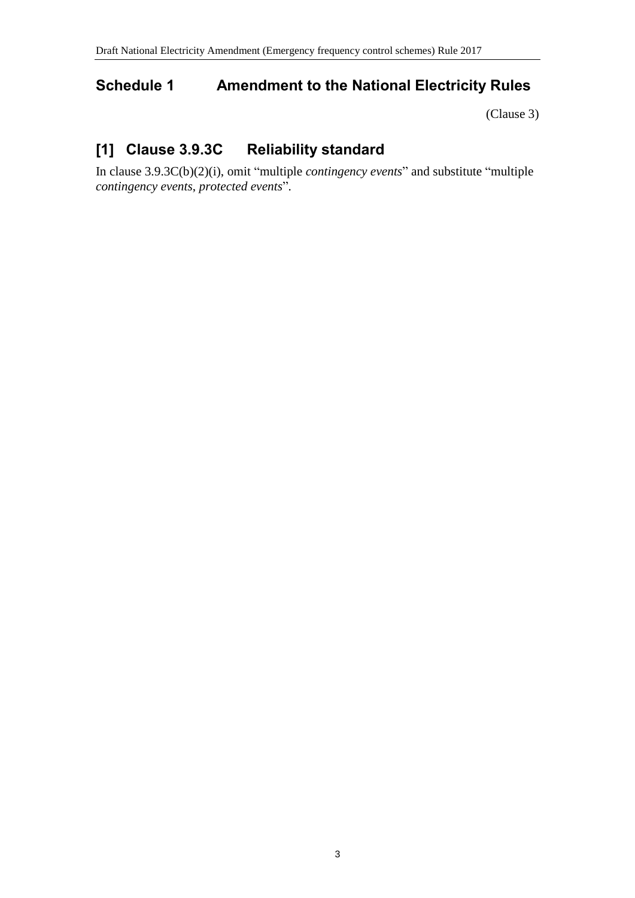## Schedule 1 Amendment to the National Electricity Rules

(Clause 3)

## [1] Clause 3.9.3C Reliability standard

In clause 3.9.3C(b)(2)(i), omit "multiple *contingency events*" and substitute "multiple *contingency events*, *protected events*".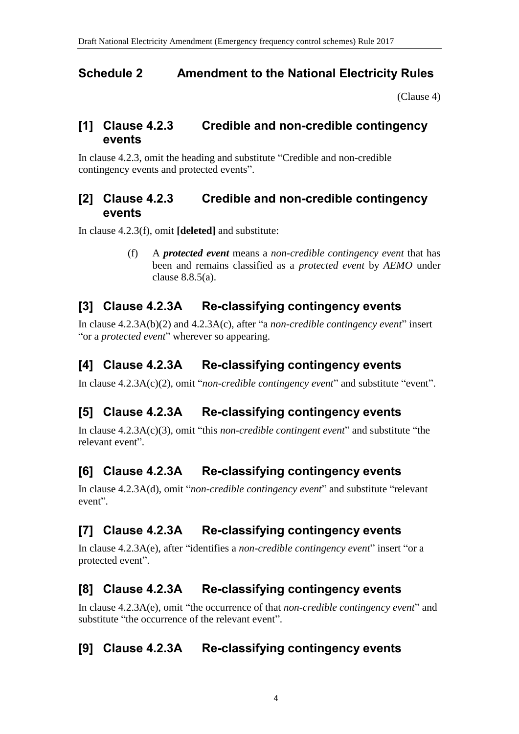## Schedule 2 Amendment to the National Electricity Rules

(Clause 4)

### [1] Clause 4.2.3 Credible and non-credible contingency events

In clause 4.2.3, omit the heading and substitute "Credible and non-credible contingency events and protected events".

### [2] Clause 4.2.3 Credible and non-credible contingency events

In clause 4.2.3(f), omit **[deleted]** and substitute:

> (f) A ***protected event*** means a *non-credible contingency event* that has been and remains classified as a *protected event* by *AEMO* under clause 8.8.5(a).

### [3] Clause 4.2.3A Re-classifying contingency events

In clause 4.2.3A(b)(2) and 4.2.3A(c), after "a *non-credible contingency event*" insert "or a *protected event*" wherever so appearing.

### [4] Clause 4.2.3A Re-classifying contingency events

In clause 4.2.3A(c)(2), omit "*non-credible contingency event*" and substitute "event".

### [5] Clause 4.2.3A Re-classifying contingency events

In clause 4.2.3A(c)(3), omit "this *non-credible contingent event*" and substitute "the relevant event".

### [6] Clause 4.2.3A Re-classifying contingency events

In clause 4.2.3A(d), omit "*non-credible contingency event*" and substitute "relevant event".

### [7] Clause 4.2.3A Re-classifying contingency events

In clause 4.2.3A(e), after "identifies a *non-credible contingency event*" insert "or a protected event".

### [8] Clause 4.2.3A Re-classifying contingency events

In clause 4.2.3A(e), omit "the occurrence of that *non-credible contingency event*" and substitute "the occurrence of the relevant event".

### [9] Clause 4.2.3A Re-classifying contingency events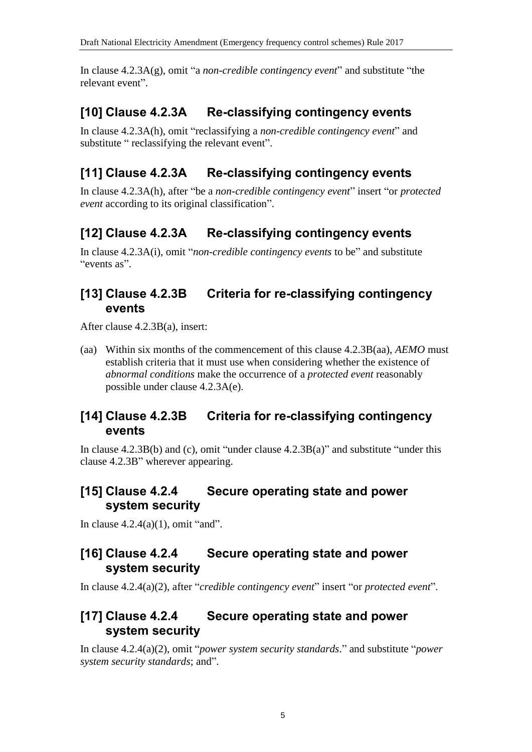In clause 4.2.3A(g), omit "a *non-credible contingency event*" and substitute "the relevant event".

## [10] Clause 4.2.3A Re-classifying contingency events

In clause 4.2.3A(h), omit "reclassifying a *non-credible contingency event*" and substitute " reclassifying the relevant event".

## [11] Clause 4.2.3A Re-classifying contingency events

In clause 4.2.3A(h), after "be a *non-credible contingency event*" insert "or *protected event* according to its original classification".

## [12] Clause 4.2.3A Re-classifying contingency events

In clause 4.2.3A(i), omit "*non-credible contingency events* to be" and substitute "events as".

## [13] Clause 4.2.3B Criteria for re-classifying contingency events

After clause 4.2.3B(a), insert:

(aa) Within six months of the commencement of this clause 4.2.3B(aa), *AEMO* must establish criteria that it must use when considering whether the existence of *abnormal conditions* make the occurrence of a *protected event* reasonably possible under clause 4.2.3A(e).

## [14] Clause 4.2.3B Criteria for re-classifying contingency events

In clause 4.2.3B(b) and (c), omit "under clause 4.2.3B(a)" and substitute "under this clause 4.2.3B" wherever appearing.

## [15] Clause 4.2.4 Secure operating state and power system security

In clause 4.2.4(a)(1), omit "and".

## [16] Clause 4.2.4 Secure operating state and power system security

In clause 4.2.4(a)(2), after "*credible contingency event*" insert "or *protected event*".

## [17] Clause 4.2.4 Secure operating state and power system security

In clause 4.2.4(a)(2), omit "*power system security standards*." and substitute "*power system security standards*; and".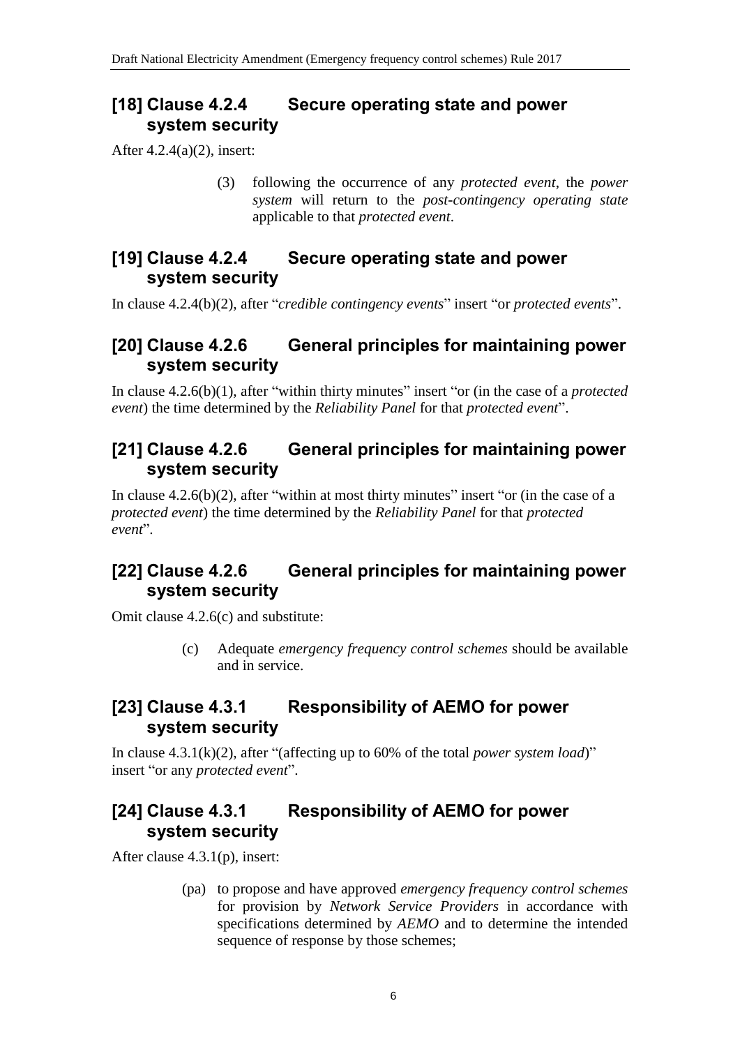## [18] Clause 4.2.4 Secure operating state and power system security

After 4.2.4(a)(2), insert:

> (3) following the occurrence of any *protected event*, the *power system* will return to the *post-contingency operating state* applicable to that *protected event*.

## [19] Clause 4.2.4 Secure operating state and power system security

In clause 4.2.4(b)(2), after "*credible contingency events*" insert "or *protected events*".

## [20] Clause 4.2.6 General principles for maintaining power system security

In clause 4.2.6(b)(1), after "within thirty minutes" insert "or (in the case of a *protected event*) the time determined by the *Reliability Panel* for that *protected event*".

## [21] Clause 4.2.6 General principles for maintaining power system security

In clause 4.2.6(b)(2), after "within at most thirty minutes" insert "or (in the case of a *protected event*) the time determined by the *Reliability Panel* for that *protected event*".

## [22] Clause 4.2.6 General principles for maintaining power system security

Omit clause 4.2.6(c) and substitute:

> (c) Adequate *emergency frequency control schemes* should be available and in service.

## [23] Clause 4.3.1 Responsibility of AEMO for power system security

In clause 4.3.1(k)(2), after "(affecting up to 60% of the total *power system load*)" insert "or any *protected event*".

## [24] Clause 4.3.1 Responsibility of AEMO for power system security

After clause 4.3.1(p), insert:

> (pa) to propose and have approved *emergency frequency control schemes* for provision by *Network Service Providers* in accordance with specifications determined by *AEMO* and to determine the intended sequence of response by those schemes;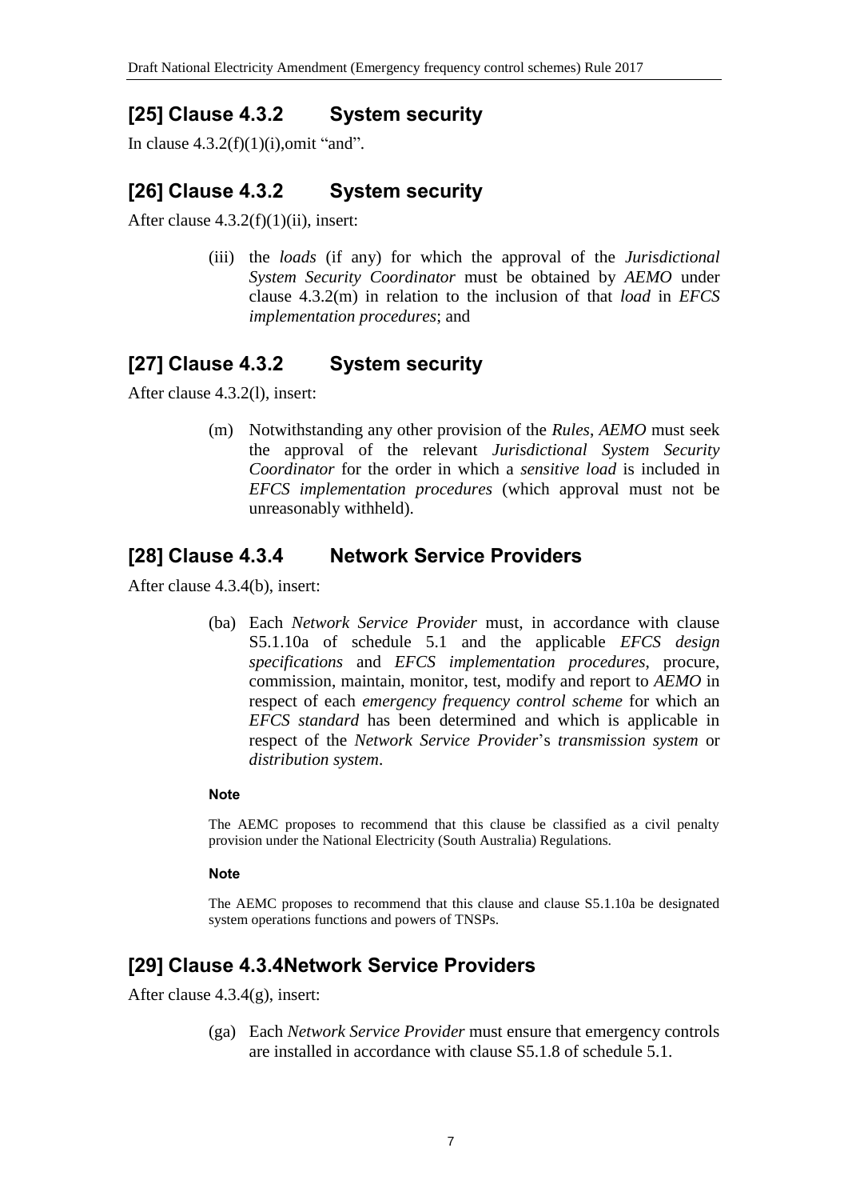## [25] Clause 4.3.2 System security

In clause 4.3.2(f)(1)(i),omit "and".

## [26] Clause 4.3.2 System security

After clause 4.3.2(f)(1)(ii), insert:

> (iii) the *loads* (if any) for which the approval of the *Jurisdictional System Security Coordinator* must be obtained by *AEMO* under clause 4.3.2(m) in relation to the inclusion of that *load* in *EFCS implementation procedures*; and

## [27] Clause 4.3.2 System security

After clause 4.3.2(l), insert:

> (m) Notwithstanding any other provision of the *Rules*, *AEMO* must seek the approval of the relevant *Jurisdictional System Security Coordinator* for the order in which a *sensitive load* is included in *EFCS implementation procedures* (which approval must not be unreasonably withheld).

## [28] Clause 4.3.4 Network Service Providers

After clause 4.3.4(b), insert:

> (ba) Each *Network Service Provider* must, in accordance with clause S5.1.10a of schedule 5.1 and the applicable *EFCS design specifications* and *EFCS implementation procedures*, procure, commission, maintain, monitor, test, modify and report to *AEMO* in respect of each *emergency frequency control scheme* for which an *EFCS standard* has been determined and which is applicable in respect of the *Network Service Provider*'s *transmission system* or *distribution system*.
>
> **Note**
>
> The AEMC proposes to recommend that this clause be classified as a civil penalty provision under the National Electricity (South Australia) Regulations.
>
> **Note**
>
> The AEMC proposes to recommend that this clause and clause S5.1.10a be designated system operations functions and powers of TNSPs.

## [29] Clause 4.3.4Network Service Providers

After clause 4.3.4(g), insert:

> (ga) Each *Network Service Provider* must ensure that emergency controls are installed in accordance with clause S5.1.8 of schedule 5.1.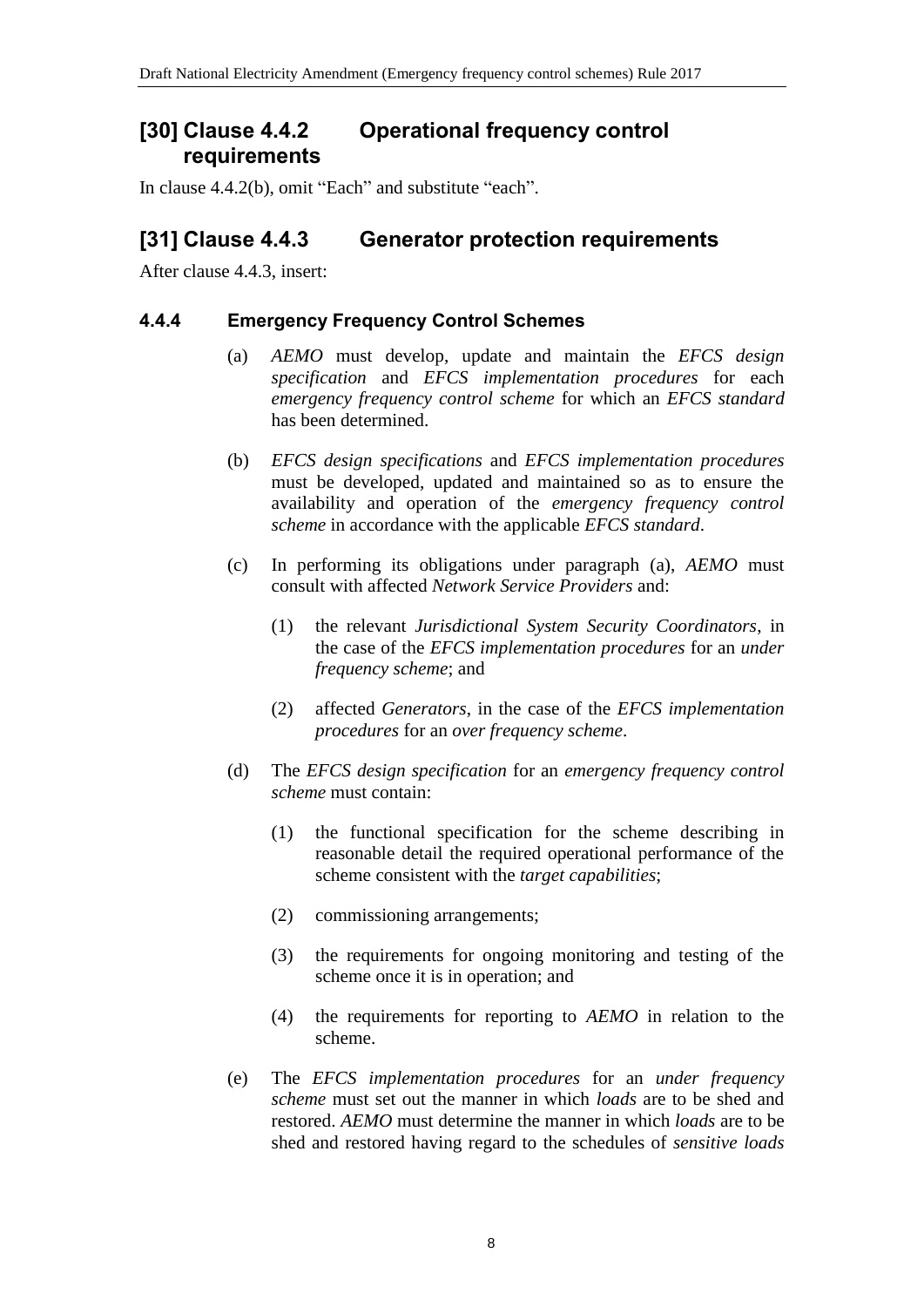## [30] Clause 4.4.2 Operational frequency control requirements

In clause 4.4.2(b), omit "Each" and substitute "each".

## [31] Clause 4.4.3 Generator protection requirements

After clause 4.4.3, insert:

### 4.4.4 Emergency Frequency Control Schemes

(a) *AEMO* must develop, update and maintain the *EFCS design specification* and *EFCS implementation procedures* for each *emergency frequency control scheme* for which an *EFCS standard* has been determined.

(b) *EFCS design specifications* and *EFCS implementation procedures* must be developed, updated and maintained so as to ensure the availability and operation of the *emergency frequency control scheme* in accordance with the applicable *EFCS standard*.

(c) In performing its obligations under paragraph (a), *AEMO* must consult with affected *Network Service Providers* and:

(1) the relevant *Jurisdictional System Security Coordinators*, in the case of the *EFCS implementation procedures* for an *under frequency scheme*; and

(2) affected *Generators*, in the case of the *EFCS implementation procedures* for an *over frequency scheme*.

(d) The *EFCS design specification* for an *emergency frequency control scheme* must contain:

(1) the functional specification for the scheme describing in reasonable detail the required operational performance of the scheme consistent with the *target capabilities*;

(2) commissioning arrangements;

(3) the requirements for ongoing monitoring and testing of the scheme once it is in operation; and

(4) the requirements for reporting to *AEMO* in relation to the scheme.

(e) The *EFCS implementation procedures* for an *under frequency scheme* must set out the manner in which *loads* are to be shed and restored. *AEMO* must determine the manner in which *loads* are to be shed and restored having regard to the schedules of *sensitive loads*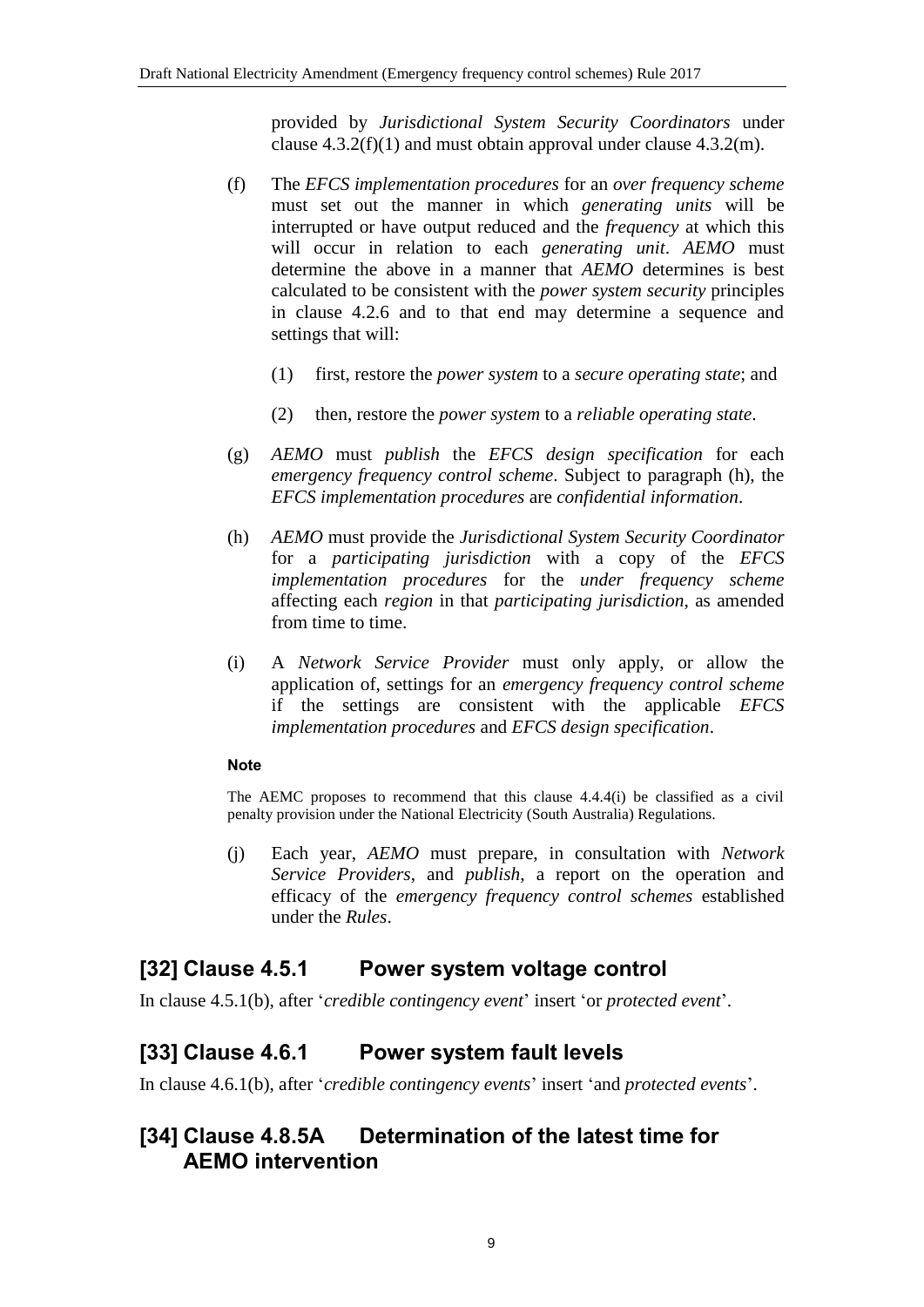provided by *Jurisdictional System Security Coordinators* under clause 4.3.2(f)(1) and must obtain approval under clause 4.3.2(m).

(f) The *EFCS implementation procedures* for an *over frequency scheme* must set out the manner in which *generating units* will be interrupted or have output reduced and the *frequency* at which this will occur in relation to each *generating unit*. *AEMO* must determine the above in a manner that *AEMO* determines is best calculated to be consistent with the *power system security* principles in clause 4.2.6 and to that end may determine a sequence and settings that will:

(1) first, restore the *power system* to a *secure operating state*; and

(2) then, restore the *power system* to a *reliable operating state*.

(g) *AEMO* must *publish* the *EFCS design specification* for each *emergency frequency control scheme*. Subject to paragraph (h), the *EFCS implementation procedures* are *confidential information*.

(h) *AEMO* must provide the *Jurisdictional System Security Coordinator* for a *participating jurisdiction* with a copy of the *EFCS implementation procedures* for the *under frequency scheme* affecting each *region* in that *participating jurisdiction*, as amended from time to time.

(i) A *Network Service Provider* must only apply, or allow the application of, settings for an *emergency frequency control scheme* if the settings are consistent with the applicable *EFCS implementation procedures* and *EFCS design specification*.

**Note**

The AEMC proposes to recommend that this clause 4.4.4(i) be classified as a civil penalty provision under the National Electricity (South Australia) Regulations.

(j) Each year, *AEMO* must prepare, in consultation with *Network Service Providers*, and *publish*, a report on the operation and efficacy of the *emergency frequency control schemes* established under the *Rules*.

## [32] Clause 4.5.1 Power system voltage control

In clause 4.5.1(b), after '*credible contingency event*' insert 'or *protected event*'.

## [33] Clause 4.6.1 Power system fault levels

In clause 4.6.1(b), after '*credible contingency events*' insert 'and *protected events*'.

## [34] Clause 4.8.5A Determination of the latest time for AEMO intervention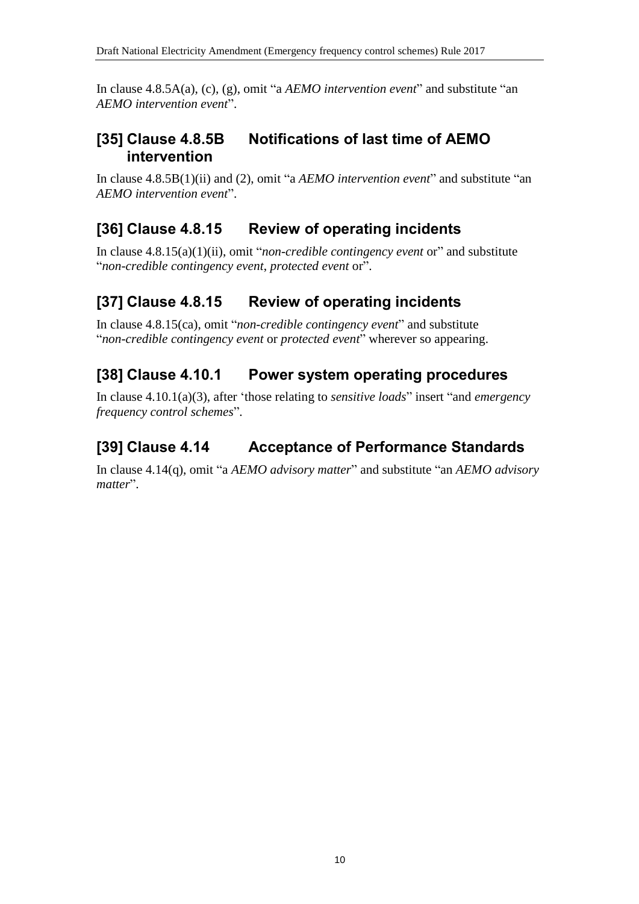In clause 4.8.5A(a), (c), (g), omit "a *AEMO intervention event*" and substitute "an *AEMO intervention event*".

## [35] Clause 4.8.5B Notifications of last time of AEMO intervention

In clause 4.8.5B(1)(ii) and (2), omit "a *AEMO intervention event*" and substitute "an *AEMO intervention event*".

## [36] Clause 4.8.15 Review of operating incidents

In clause 4.8.15(a)(1)(ii), omit "*non-credible contingency event* or" and substitute "*non-credible contingency event*, *protected event* or".

## [37] Clause 4.8.15 Review of operating incidents

In clause 4.8.15(ca), omit "*non-credible contingency event*" and substitute "*non-credible contingency event* or *protected event*" wherever so appearing.

## [38] Clause 4.10.1 Power system operating procedures

In clause 4.10.1(a)(3), after 'those relating to *sensitive loads*" insert "and *emergency frequency control schemes*".

## [39] Clause 4.14 Acceptance of Performance Standards

In clause 4.14(q), omit "a *AEMO advisory matter*" and substitute "an *AEMO advisory matter*".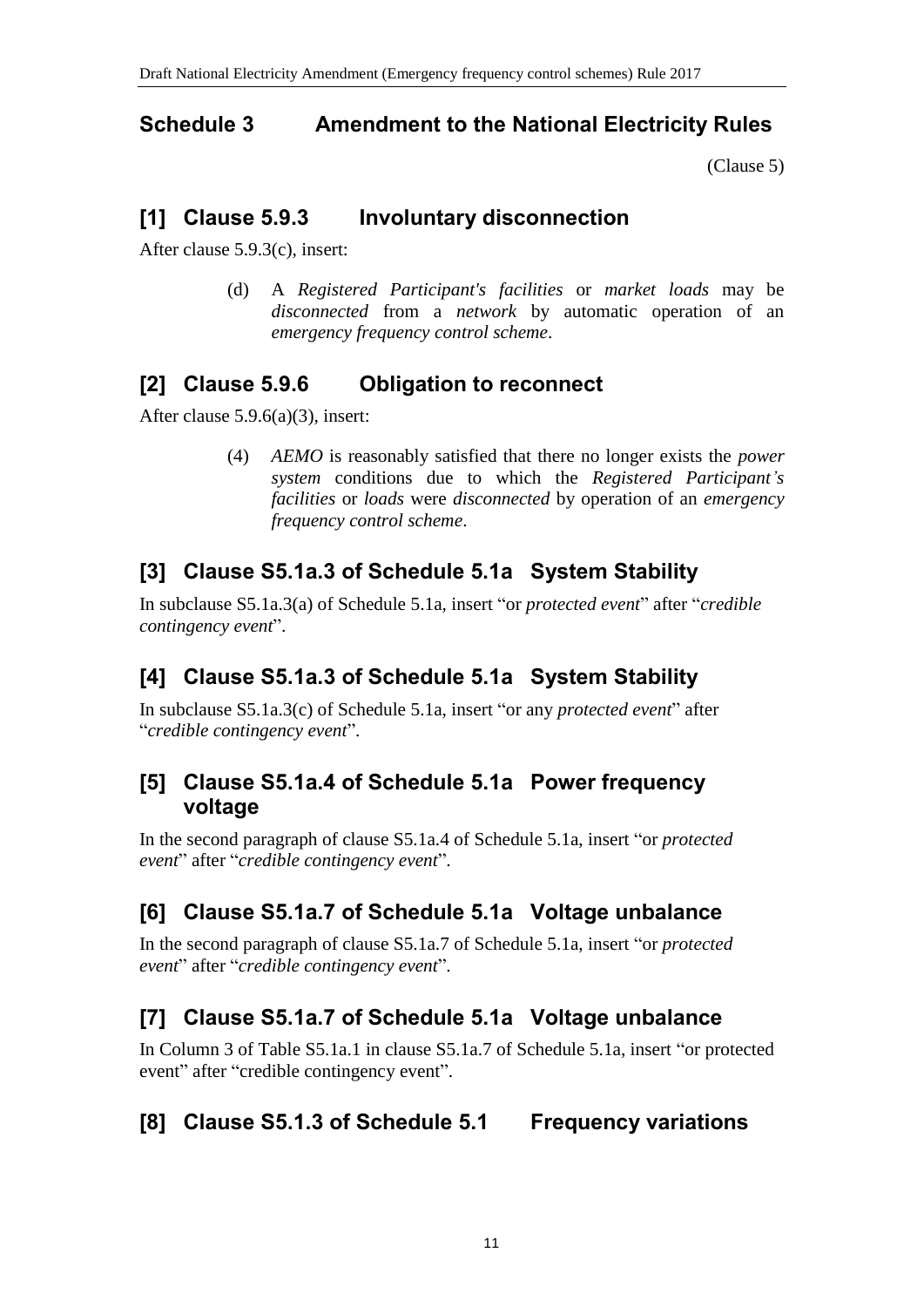## Schedule 3 Amendment to the National Electricity Rules

(Clause 5)

### [1] Clause 5.9.3 Involuntary disconnection

After clause 5.9.3(c), insert:

> (d) A *Registered Participant's facilities* or *market loads* may be *disconnected* from a *network* by automatic operation of an *emergency frequency control scheme*.

### [2] Clause 5.9.6 Obligation to reconnect

After clause 5.9.6(a)(3), insert:

> (4) *AEMO* is reasonably satisfied that there no longer exists the *power system* conditions due to which the *Registered Participant's facilities* or *loads* were *disconnected* by operation of an *emergency frequency control scheme*.

### [3] Clause S5.1a.3 of Schedule 5.1a System Stability

In subclause S5.1a.3(a) of Schedule 5.1a, insert "or *protected event*" after "*credible contingency event*".

### [4] Clause S5.1a.3 of Schedule 5.1a System Stability

In subclause S5.1a.3(c) of Schedule 5.1a, insert "or any *protected event*" after "*credible contingency event*".

### [5] Clause S5.1a.4 of Schedule 5.1a Power frequency voltage

In the second paragraph of clause S5.1a.4 of Schedule 5.1a, insert "or *protected event*" after "*credible contingency event*".

### [6] Clause S5.1a.7 of Schedule 5.1a Voltage unbalance

In the second paragraph of clause S5.1a.7 of Schedule 5.1a, insert "or *protected event*" after "*credible contingency event*".

### [7] Clause S5.1a.7 of Schedule 5.1a Voltage unbalance

In Column 3 of Table S5.1a.1 in clause S5.1a.7 of Schedule 5.1a, insert "or protected event" after "credible contingency event".

### [8] Clause S5.1.3 of Schedule 5.1 Frequency variations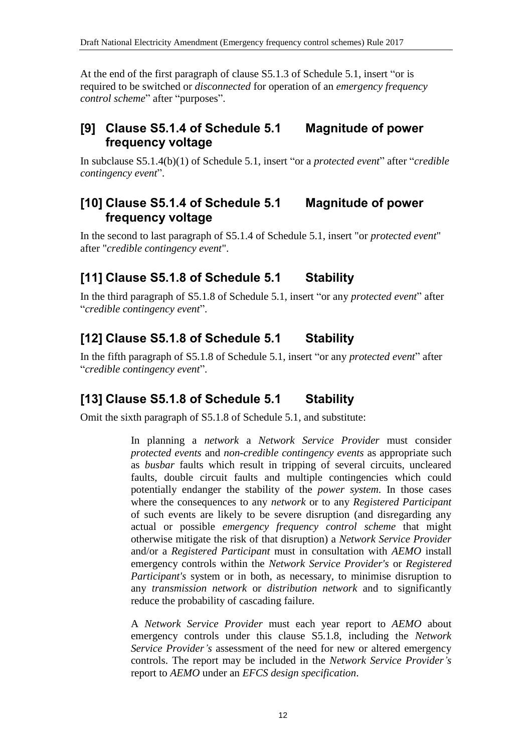At the end of the first paragraph of clause S5.1.3 of Schedule 5.1, insert "or is required to be switched or *disconnected* for operation of an *emergency frequency control scheme*" after "purposes".

## [9] Clause S5.1.4 of Schedule 5.1 Magnitude of power frequency voltage

In subclause S5.1.4(b)(1) of Schedule 5.1, insert "or a *protected event*" after "*credible contingency event*".

## [10] Clause S5.1.4 of Schedule 5.1 Magnitude of power frequency voltage

In the second to last paragraph of S5.1.4 of Schedule 5.1, insert "or *protected event*" after "*credible contingency event*".

## [11] Clause S5.1.8 of Schedule 5.1 Stability

In the third paragraph of S5.1.8 of Schedule 5.1, insert "or any *protected event*" after "*credible contingency event*".

## [12] Clause S5.1.8 of Schedule 5.1 Stability

In the fifth paragraph of S5.1.8 of Schedule 5.1, insert "or any *protected event*" after "*credible contingency event*".

## [13] Clause S5.1.8 of Schedule 5.1 Stability

Omit the sixth paragraph of S5.1.8 of Schedule 5.1, and substitute:

> In planning a *network* a *Network Service Provider* must consider *protected events* and *non-credible contingency events* as appropriate such as *busbar* faults which result in tripping of several circuits, uncleared faults, double circuit faults and multiple contingencies which could potentially endanger the stability of the *power system*. In those cases where the consequences to any *network* or to any *Registered Participant* of such events are likely to be severe disruption (and disregarding any actual or possible *emergency frequency control scheme* that might otherwise mitigate the risk of that disruption) a *Network Service Provider* and/or a *Registered Participant* must in consultation with *AEMO* install emergency controls within the *Network Service Provider's* or *Registered Participant's* system or in both, as necessary, to minimise disruption to any *transmission network* or *distribution network* and to significantly reduce the probability of cascading failure.
>
> A *Network Service Provider* must each year report to *AEMO* about emergency controls under this clause S5.1.8, including the *Network Service Provider's* assessment of the need for new or altered emergency controls. The report may be included in the *Network Service Provider's* report to *AEMO* under an *EFCS design specification*.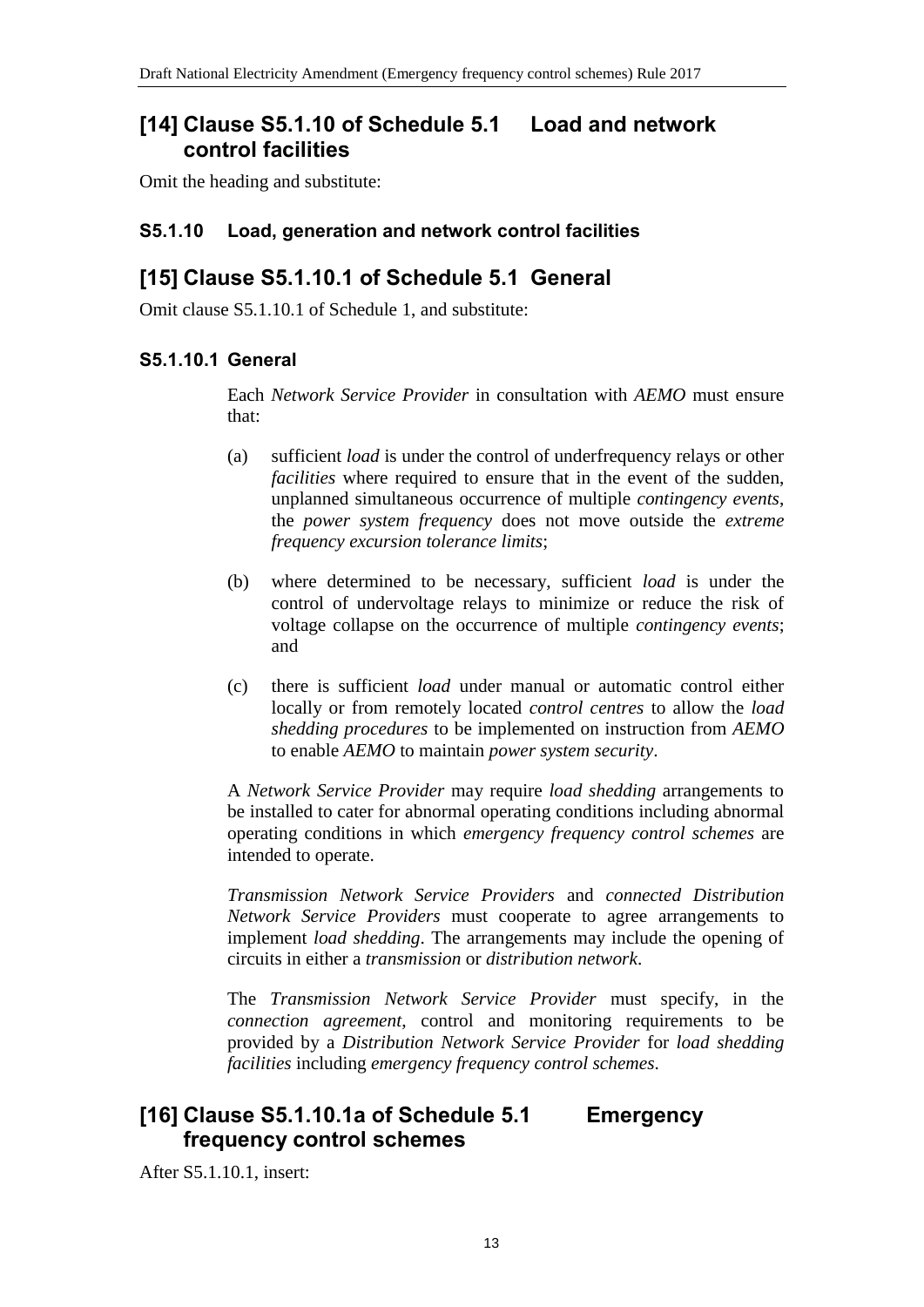## [14] Clause S5.1.10 of Schedule 5.1 Load and network control facilities

Omit the heading and substitute:

### S5.1.10 Load, generation and network control facilities

## [15] Clause S5.1.10.1 of Schedule 5.1 General

Omit clause S5.1.10.1 of Schedule 1, and substitute:

### S5.1.10.1 General

Each *Network Service Provider* in consultation with *AEMO* must ensure that:

(a) sufficient *load* is under the control of underfrequency relays or other *facilities* where required to ensure that in the event of the sudden, unplanned simultaneous occurrence of multiple *contingency events*, the *power system frequency* does not move outside the *extreme frequency excursion tolerance limits*;

(b) where determined to be necessary, sufficient *load* is under the control of undervoltage relays to minimize or reduce the risk of voltage collapse on the occurrence of multiple *contingency events*; and

(c) there is sufficient *load* under manual or automatic control either locally or from remotely located *control centres* to allow the *load shedding procedures* to be implemented on instruction from *AEMO* to enable *AEMO* to maintain *power system security*.

A *Network Service Provider* may require *load shedding* arrangements to be installed to cater for abnormal operating conditions including abnormal operating conditions in which *emergency frequency control schemes* are intended to operate.

*Transmission Network Service Providers* and *connected Distribution Network Service Providers* must cooperate to agree arrangements to implement *load shedding*. The arrangements may include the opening of circuits in either a *transmission* or *distribution network*.

The *Transmission Network Service Provider* must specify, in the *connection agreement*, control and monitoring requirements to be provided by a *Distribution Network Service Provider* for *load shedding facilities* including *emergency frequency control schemes*.

## [16] Clause S5.1.10.1a of Schedule 5.1 Emergency frequency control schemes

After S5.1.10.1, insert: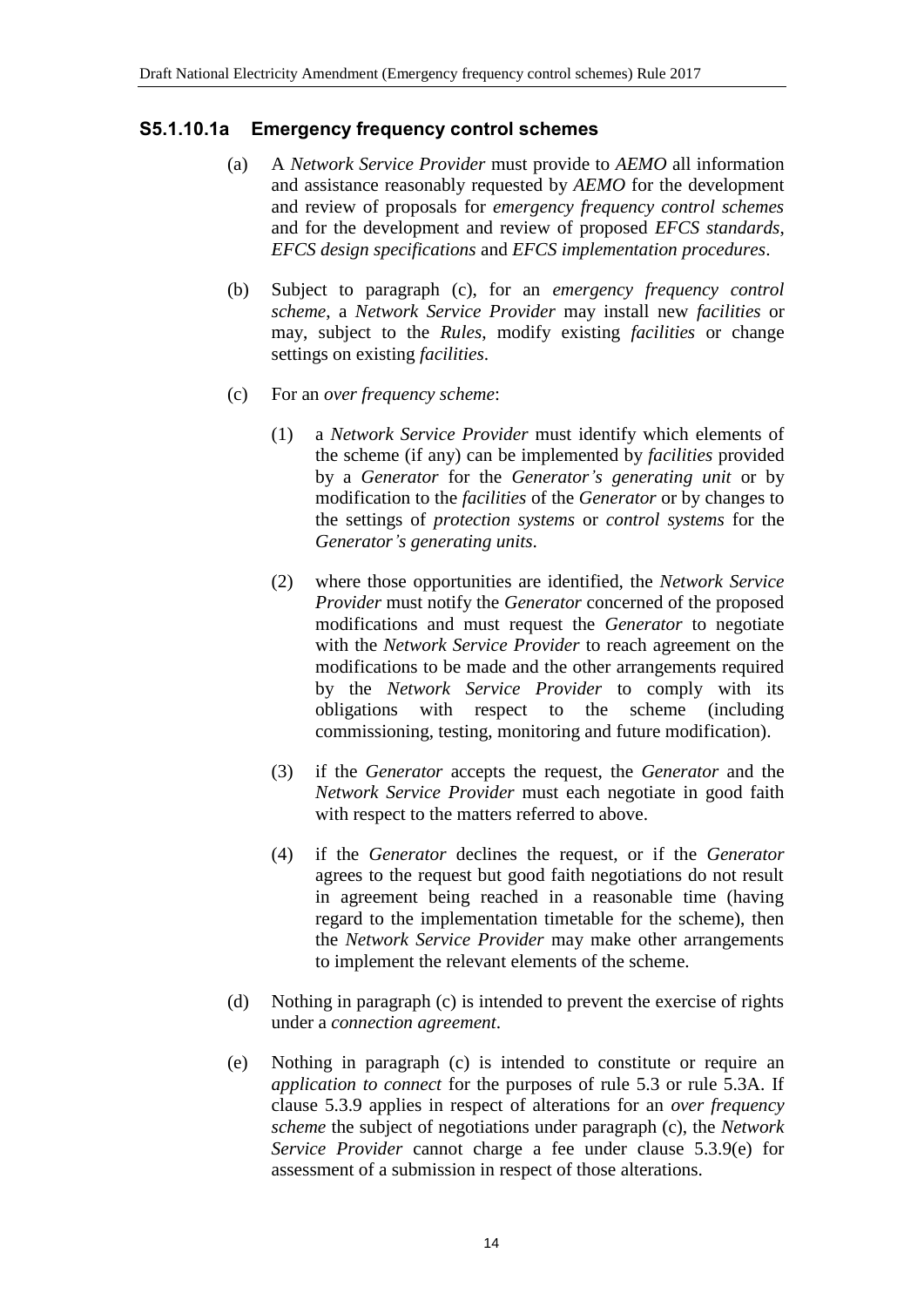### S5.1.10.1a Emergency frequency control schemes

(a) A *Network Service Provider* must provide to *AEMO* all information and assistance reasonably requested by *AEMO* for the development and review of proposals for *emergency frequency control schemes* and for the development and review of proposed *EFCS standards*, *EFCS design specifications* and *EFCS implementation procedures*.

(b) Subject to paragraph (c), for an *emergency frequency control scheme*, a *Network Service Provider* may install new *facilities* or may, subject to the *Rules*, modify existing *facilities* or change settings on existing *facilities*.

(c) For an *over frequency scheme*:

(1) a *Network Service Provider* must identify which elements of the scheme (if any) can be implemented by *facilities* provided by a *Generator* for the *Generator's generating unit* or by modification to the *facilities* of the *Generator* or by changes to the settings of *protection systems* or *control systems* for the *Generator's generating units*.

(2) where those opportunities are identified, the *Network Service Provider* must notify the *Generator* concerned of the proposed modifications and must request the *Generator* to negotiate with the *Network Service Provider* to reach agreement on the modifications to be made and the other arrangements required by the *Network Service Provider* to comply with its obligations with respect to the scheme (including commissioning, testing, monitoring and future modification).

(3) if the *Generator* accepts the request, the *Generator* and the *Network Service Provider* must each negotiate in good faith with respect to the matters referred to above.

(4) if the *Generator* declines the request, or if the *Generator* agrees to the request but good faith negotiations do not result in agreement being reached in a reasonable time (having regard to the implementation timetable for the scheme), then the *Network Service Provider* may make other arrangements to implement the relevant elements of the scheme.

(d) Nothing in paragraph (c) is intended to prevent the exercise of rights under a *connection agreement*.

(e) Nothing in paragraph (c) is intended to constitute or require an *application to connect* for the purposes of rule 5.3 or rule 5.3A. If clause 5.3.9 applies in respect of alterations for an *over frequency scheme* the subject of negotiations under paragraph (c), the *Network Service Provider* cannot charge a fee under clause 5.3.9(e) for assessment of a submission in respect of those alterations.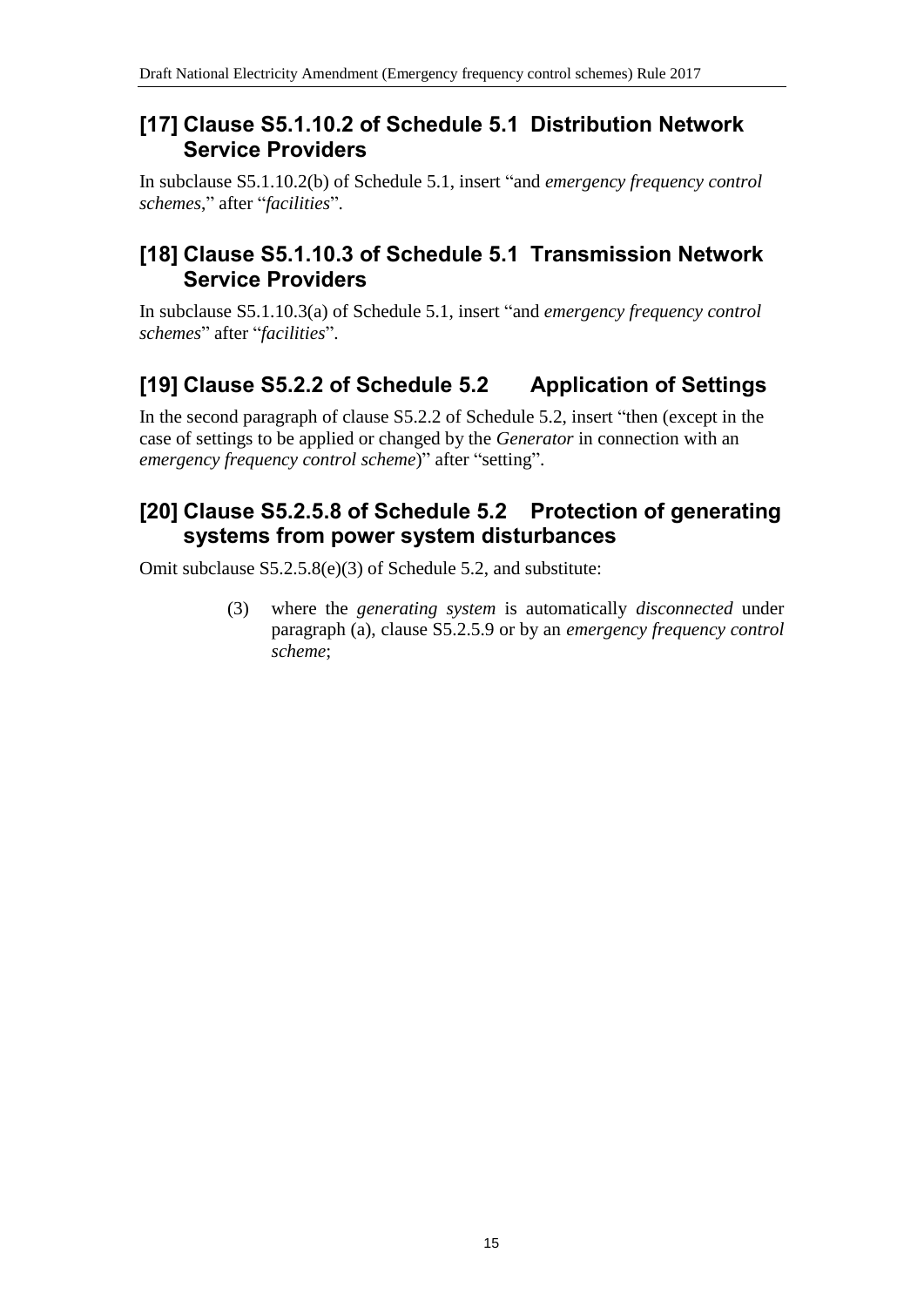## [17] Clause S5.1.10.2 of Schedule 5.1 Distribution Network Service Providers

In subclause S5.1.10.2(b) of Schedule 5.1, insert "and *emergency frequency control schemes*," after "*facilities*".

## [18] Clause S5.1.10.3 of Schedule 5.1 Transmission Network Service Providers

In subclause S5.1.10.3(a) of Schedule 5.1, insert "and *emergency frequency control schemes*" after "*facilities*".

## [19] Clause S5.2.2 of Schedule 5.2 Application of Settings

In the second paragraph of clause S5.2.2 of Schedule 5.2, insert "then (except in the case of settings to be applied or changed by the *Generator* in connection with an *emergency frequency control scheme*)" after "setting".

## [20] Clause S5.2.5.8 of Schedule 5.2 Protection of generating systems from power system disturbances

Omit subclause S5.2.5.8(e)(3) of Schedule 5.2, and substitute:

> (3) where the *generating system* is automatically *disconnected* under paragraph (a), clause S5.2.5.9 or by an *emergency frequency control scheme*;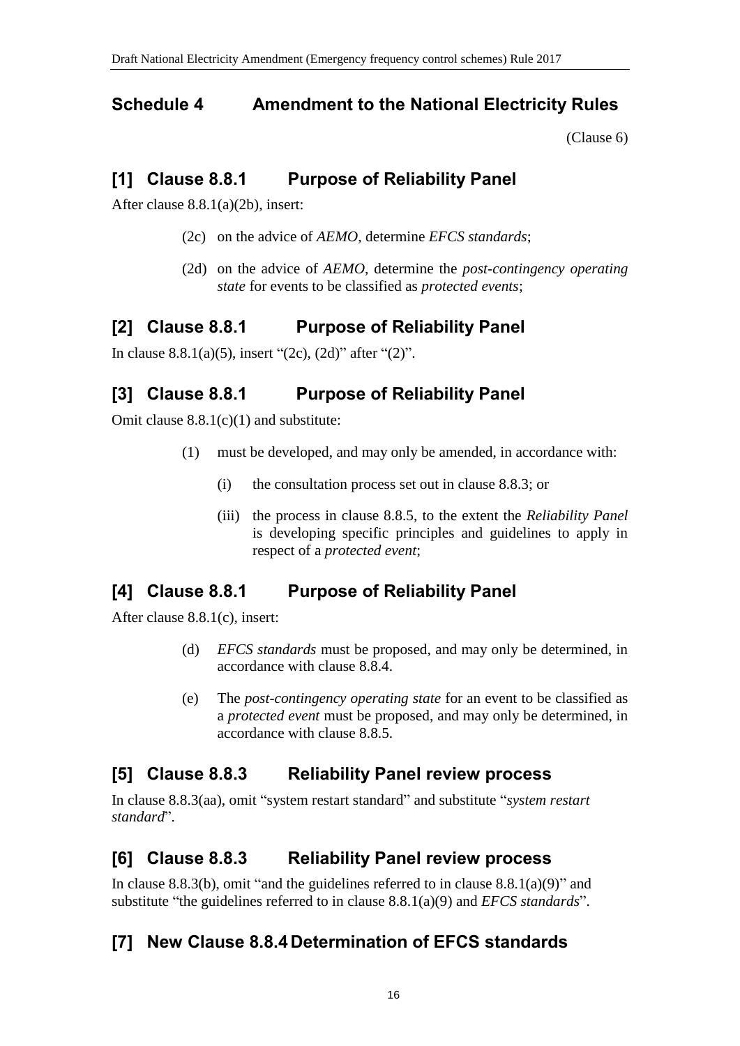## Schedule 4 Amendment to the National Electricity Rules

(Clause 6)

### [1] Clause 8.8.1 Purpose of Reliability Panel

After clause 8.8.1(a)(2b), insert:

> (2c) on the advice of *AEMO*, determine *EFCS standards*;
>
> (2d) on the advice of *AEMO*, determine the *post-contingency operating state* for events to be classified as *protected events*;

### [2] Clause 8.8.1 Purpose of Reliability Panel

In clause 8.8.1(a)(5), insert "(2c), (2d)" after "(2)".

### [3] Clause 8.8.1 Purpose of Reliability Panel

Omit clause 8.8.1(c)(1) and substitute:

> (1) must be developed, and may only be amended, in accordance with:
>
> > (i) the consultation process set out in clause 8.8.3; or
> >
> > (iii) the process in clause 8.8.5, to the extent the *Reliability Panel* is developing specific principles and guidelines to apply in respect of a *protected event*;

### [4] Clause 8.8.1 Purpose of Reliability Panel

After clause 8.8.1(c), insert:

> (d) *EFCS standards* must be proposed, and may only be determined, in accordance with clause 8.8.4.
>
> (e) The *post-contingency operating state* for an event to be classified as a *protected event* must be proposed, and may only be determined, in accordance with clause 8.8.5.

### [5] Clause 8.8.3 Reliability Panel review process

In clause 8.8.3(aa), omit "system restart standard" and substitute "*system restart standard*".

### [6] Clause 8.8.3 Reliability Panel review process

In clause 8.8.3(b), omit "and the guidelines referred to in clause 8.8.1(a)(9)" and substitute "the guidelines referred to in clause 8.8.1(a)(9) and *EFCS standards*".

### [7] New Clause 8.8.4 Determination of EFCS standards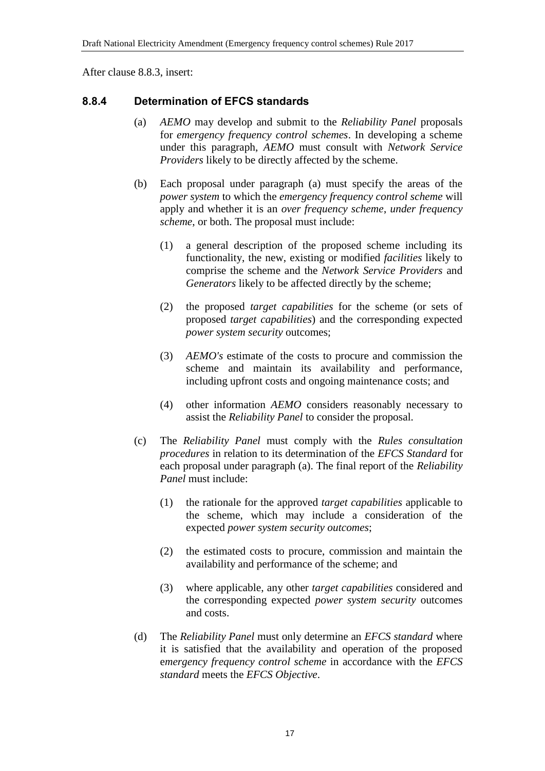After clause 8.8.3, insert:

### 8.8.4 Determination of EFCS standards

(a) *AEMO* may develop and submit to the *Reliability Panel* proposals for *emergency frequency control schemes*. In developing a scheme under this paragraph, *AEMO* must consult with *Network Service Providers* likely to be directly affected by the scheme.

(b) Each proposal under paragraph (a) must specify the areas of the *power system* to which the *emergency frequency control scheme* will apply and whether it is an *over frequency scheme*, *under frequency scheme*, or both. The proposal must include:

(1) a general description of the proposed scheme including its functionality, the new, existing or modified *facilities* likely to comprise the scheme and the *Network Service Providers* and *Generators* likely to be affected directly by the scheme;

(2) the proposed *target capabilities* for the scheme (or sets of proposed *target capabilities*) and the corresponding expected *power system security* outcomes;

(3) *AEMO's* estimate of the costs to procure and commission the scheme and maintain its availability and performance, including upfront costs and ongoing maintenance costs; and

(4) other information *AEMO* considers reasonably necessary to assist the *Reliability Panel* to consider the proposal.

(c) The *Reliability Panel* must comply with the *Rules consultation procedures* in relation to its determination of the *EFCS Standard* for each proposal under paragraph (a). The final report of the *Reliability Panel* must include:

(1) the rationale for the approved *target capabilities* applicable to the scheme, which may include a consideration of the expected *power system security outcomes*;

(2) the estimated costs to procure, commission and maintain the availability and performance of the scheme; and

(3) where applicable, any other *target capabilities* considered and the corresponding expected *power system security* outcomes and costs.

(d) The *Reliability Panel* must only determine an *EFCS standard* where it is satisfied that the availability and operation of the proposed e*mergency frequency control scheme* in accordance with the *EFCS standard* meets the *EFCS Objective*.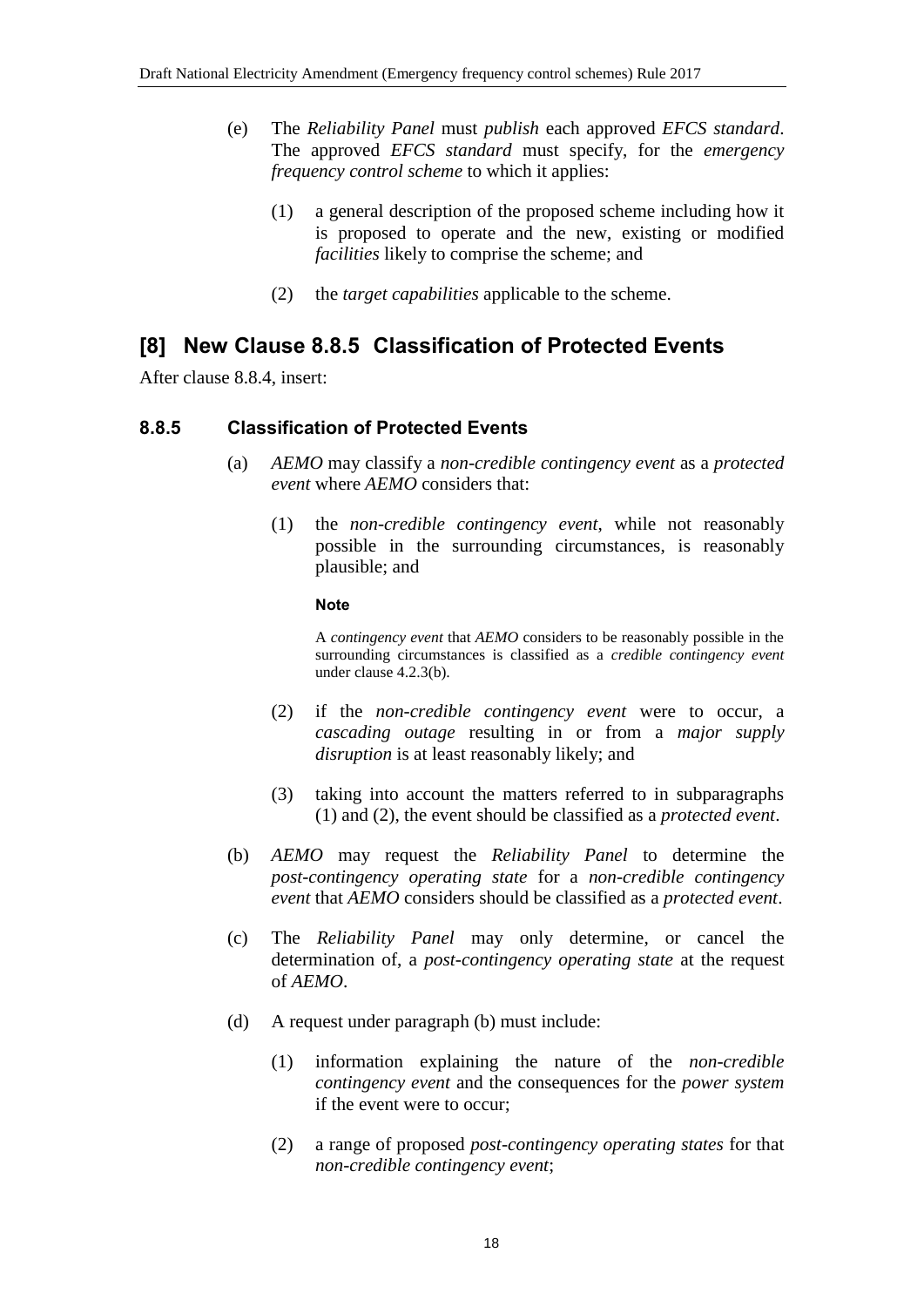(e) The *Reliability Panel* must *publish* each approved *EFCS standard*. The approved *EFCS standard* must specify, for the *emergency frequency control scheme* to which it applies:

(1) a general description of the proposed scheme including how it is proposed to operate and the new, existing or modified *facilities* likely to comprise the scheme; and

(2) the *target capabilities* applicable to the scheme.

## [8] New Clause 8.8.5 Classification of Protected Events

After clause 8.8.4, insert:

### 8.8.5 Classification of Protected Events

(a) *AEMO* may classify a *non-credible contingency event* as a *protected event* where *AEMO* considers that:

(1) the *non-credible contingency event*, while not reasonably possible in the surrounding circumstances, is reasonably plausible; and

**Note**

A *contingency event* that *AEMO* considers to be reasonably possible in the surrounding circumstances is classified as a *credible contingency event* under clause 4.2.3(b).

(2) if the *non-credible contingency event* were to occur, a *cascading outage* resulting in or from a *major supply disruption* is at least reasonably likely; and

(3) taking into account the matters referred to in subparagraphs (1) and (2), the event should be classified as a *protected event*.

(b) *AEMO* may request the *Reliability Panel* to determine the *post-contingency operating state* for a *non-credible contingency event* that *AEMO* considers should be classified as a *protected event*.

(c) The *Reliability Panel* may only determine, or cancel the determination of, a *post-contingency operating state* at the request of *AEMO*.

(d) A request under paragraph (b) must include:

(1) information explaining the nature of the *non-credible contingency event* and the consequences for the *power system* if the event were to occur;

(2) a range of proposed *post-contingency operating states* for that *non-credible contingency event*;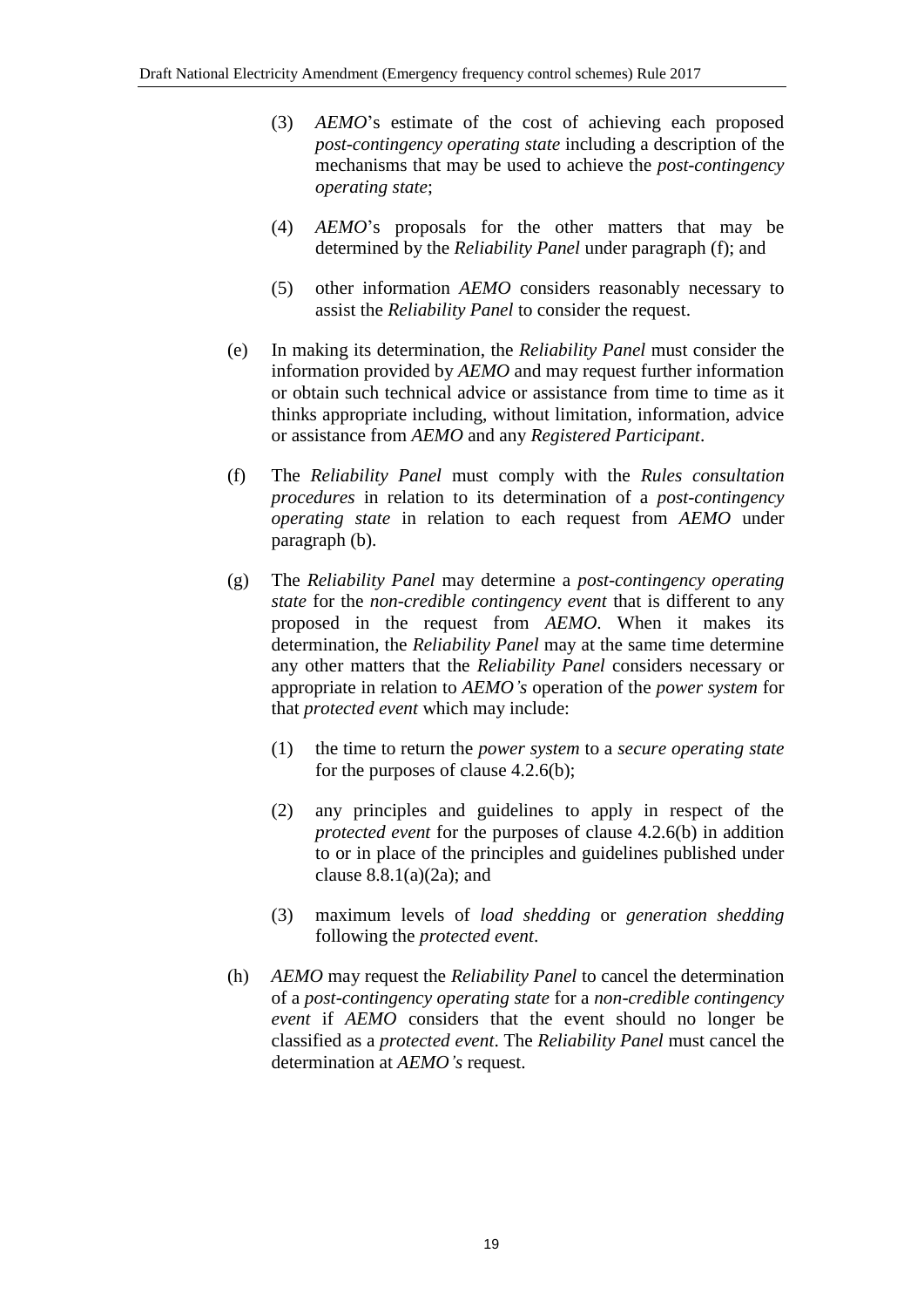(3) *AEMO*'s estimate of the cost of achieving each proposed *post-contingency operating state* including a description of the mechanisms that may be used to achieve the *post-contingency operating state*;

(4) *AEMO*'s proposals for the other matters that may be determined by the *Reliability Panel* under paragraph (f); and

(5) other information *AEMO* considers reasonably necessary to assist the *Reliability Panel* to consider the request.

(e) In making its determination, the *Reliability Panel* must consider the information provided by *AEMO* and may request further information or obtain such technical advice or assistance from time to time as it thinks appropriate including, without limitation, information, advice or assistance from *AEMO* and any *Registered Participant*.

(f) The *Reliability Panel* must comply with the *Rules consultation procedures* in relation to its determination of a *post-contingency operating state* in relation to each request from *AEMO* under paragraph (b).

(g) The *Reliability Panel* may determine a *post-contingency operating state* for the *non-credible contingency event* that is different to any proposed in the request from *AEMO*. When it makes its determination, the *Reliability Panel* may at the same time determine any other matters that the *Reliability Panel* considers necessary or appropriate in relation to *AEMO's* operation of the *power system* for that *protected event* which may include:

(1) the time to return the *power system* to a *secure operating state* for the purposes of clause 4.2.6(b);

(2) any principles and guidelines to apply in respect of the *protected event* for the purposes of clause 4.2.6(b) in addition to or in place of the principles and guidelines published under clause 8.8.1(a)(2a); and

(3) maximum levels of *load shedding* or *generation shedding* following the *protected event*.

(h) *AEMO* may request the *Reliability Panel* to cancel the determination of a *post-contingency operating state* for a *non-credible contingency event* if *AEMO* considers that the event should no longer be classified as a *protected event*. The *Reliability Panel* must cancel the determination at *AEMO's* request.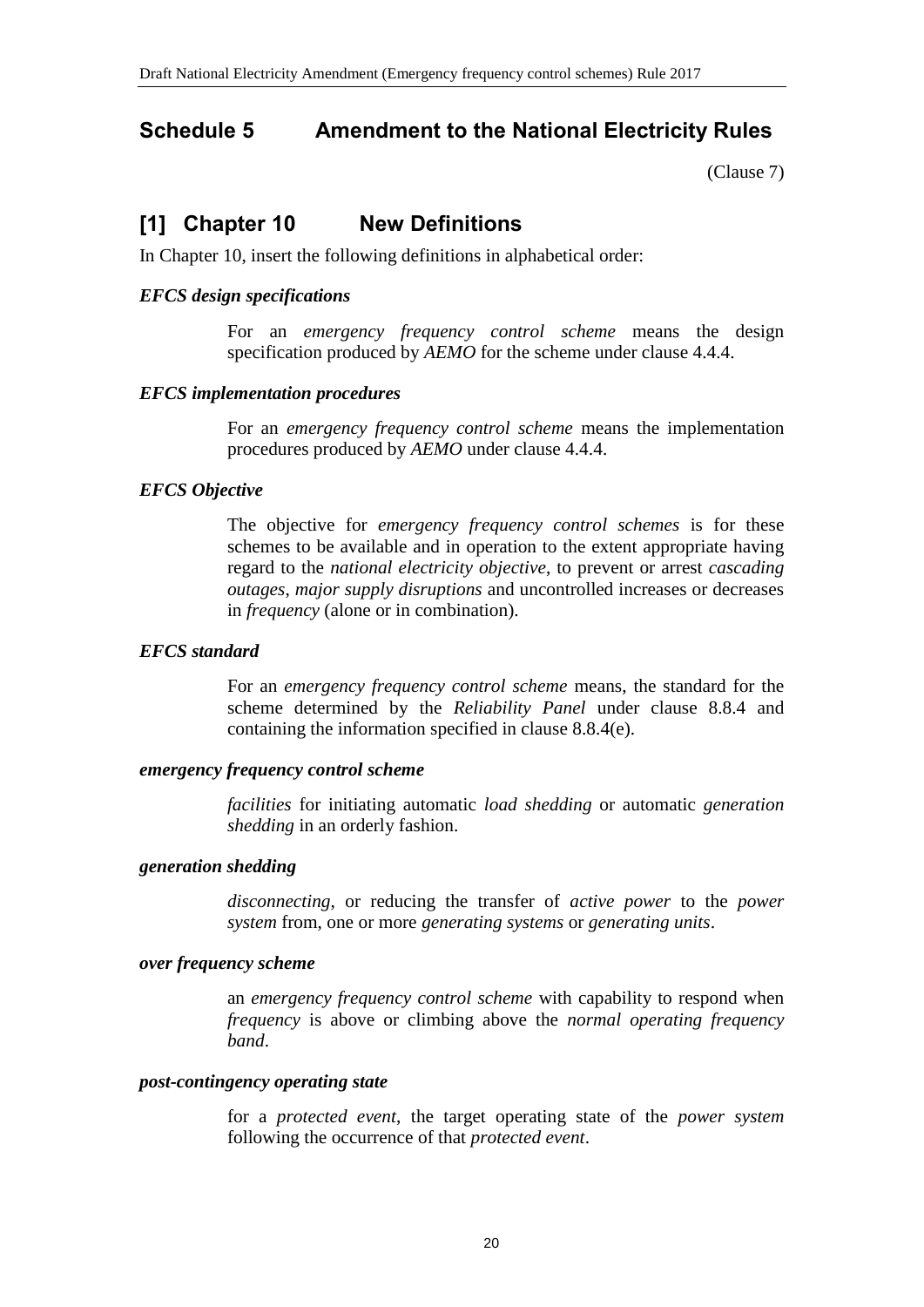## Schedule 5 Amendment to the National Electricity Rules

(Clause 7)

## [1] Chapter 10 New Definitions

In Chapter 10, insert the following definitions in alphabetical order:

***EFCS design specifications***

For an *emergency frequency control scheme* means the design specification produced by *AEMO* for the scheme under clause 4.4.4.

***EFCS implementation procedures***

For an *emergency frequency control scheme* means the implementation procedures produced by *AEMO* under clause 4.4.4.

***EFCS Objective***

The objective for *emergency frequency control schemes* is for these schemes to be available and in operation to the extent appropriate having regard to the *national electricity objective*, to prevent or arrest *cascading outages*, *major supply disruptions* and uncontrolled increases or decreases in *frequency* (alone or in combination).

***EFCS standard***

For an *emergency frequency control scheme* means, the standard for the scheme determined by the *Reliability Panel* under clause 8.8.4 and containing the information specified in clause 8.8.4(e).

***emergency frequency control scheme***

*facilities* for initiating automatic *load shedding* or automatic *generation shedding* in an orderly fashion.

***generation shedding***

*disconnecting*, or reducing the transfer of *active power* to the *power system* from, one or more *generating systems* or *generating units*.

***over frequency scheme***

an *emergency frequency control scheme* with capability to respond when *frequency* is above or climbing above the *normal operating frequency band*.

***post-contingency operating state***

for a *protected event*, the target operating state of the *power system* following the occurrence of that *protected event*.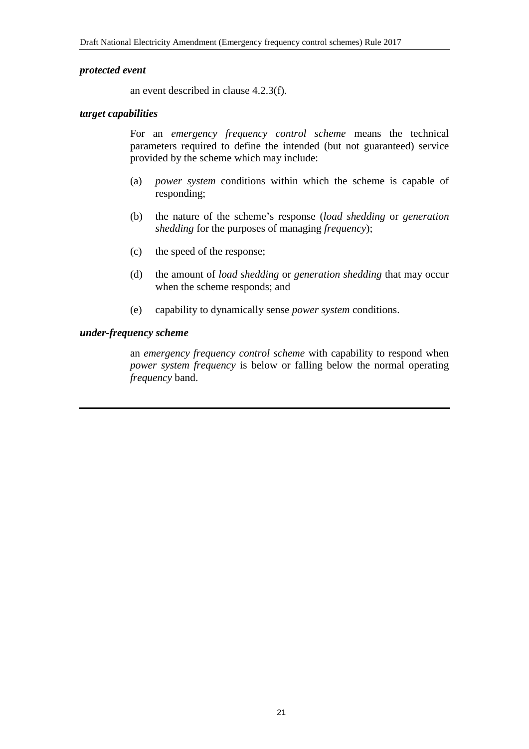***protected event***

an event described in clause 4.2.3(f).

***target capabilities***

For an *emergency frequency control scheme* means the technical parameters required to define the intended (but not guaranteed) service provided by the scheme which may include:

(a) *power system* conditions within which the scheme is capable of responding;

(b) the nature of the scheme's response (*load shedding* or *generation shedding* for the purposes of managing *frequency*);

(c) the speed of the response;

(d) the amount of *load shedding* or *generation shedding* that may occur when the scheme responds; and

(e) capability to dynamically sense *power system* conditions.

***under-frequency scheme***

an *emergency frequency control scheme* with capability to respond when *power system frequency* is below or falling below the normal operating *frequency* band.